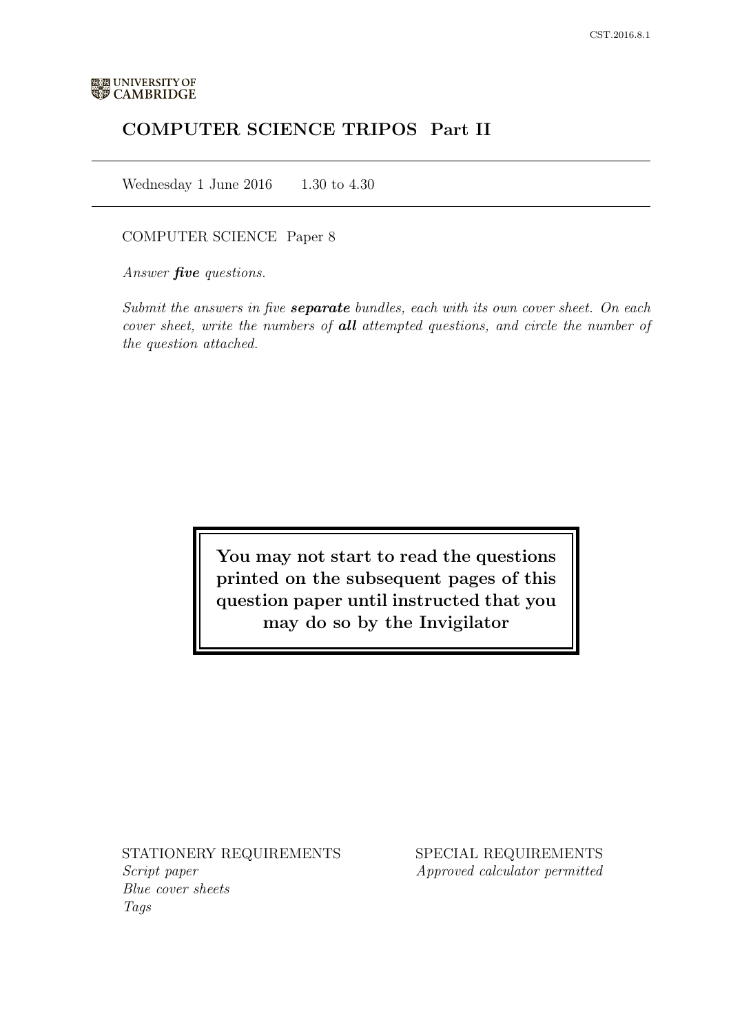UNIVERSITY OF CAMBRIDGE

# COMPUTER SCIENCE TRIPOS Part II

Wednesday 1 June 2016 1.30 to 4.30

COMPUTER SCIENCE Paper 8

*Answer **five** questions.*

*Submit the answers in five **separate** bundles, each with its own cover sheet. On each cover sheet, write the numbers of **all** attempted questions, and circle the number of the question attached.*

**You may not start to read the questions printed on the subsequent pages of this question paper until instructed that you may do so by the Invigilator**

STATIONERY REQUIREMENTS
*Script paper*
*Blue cover sheets*
*Tags*

SPECIAL REQUIREMENTS
*Approved calculator permitted*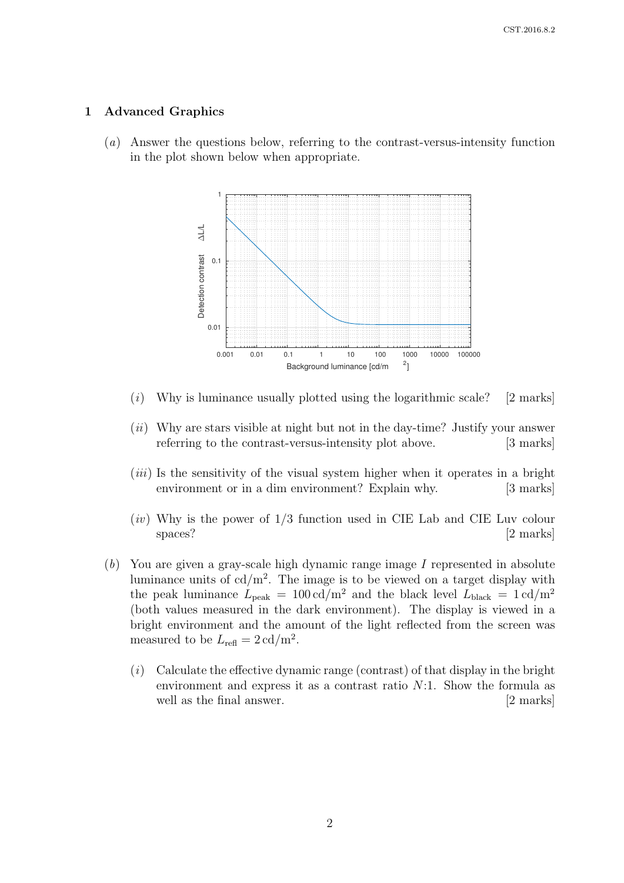## 1 Advanced Graphics

(*a*) Answer the questions below, referring to the contrast-versus-intensity function in the plot shown below when appropriate.

(*i*) Why is luminance usually plotted using the logarithmic scale? [2 marks]

(*ii*) Why are stars visible at night but not in the day-time? Justify your answer referring to the contrast-versus-intensity plot above. [3 marks]

(*iii*) Is the sensitivity of the visual system higher when it operates in a bright environment or in a dim environment? Explain why. [3 marks]

(*iv*) Why is the power of 1/3 function used in CIE Lab and CIE Luv colour spaces? [2 marks]

(*b*) You are given a gray-scale high dynamic range image $I$ represented in absolute luminance units of $\text{cd/m}^2$. The image is to be viewed on a target display with the peak luminance $L_{\text{peak}} = 100\,\text{cd/m}^2$ and the black level $L_{\text{black}} = 1\,\text{cd/m}^2$ (both values measured in the dark environment). The display is viewed in a bright environment and the amount of the light reflected from the screen was measured to be $L_{\text{refl}} = 2\,\text{cd/m}^2$.

(*i*) Calculate the effective dynamic range (contrast) of that display in the bright environment and express it as a contrast ratio $N$:1. Show the formula as well as the final answer. [2 marks]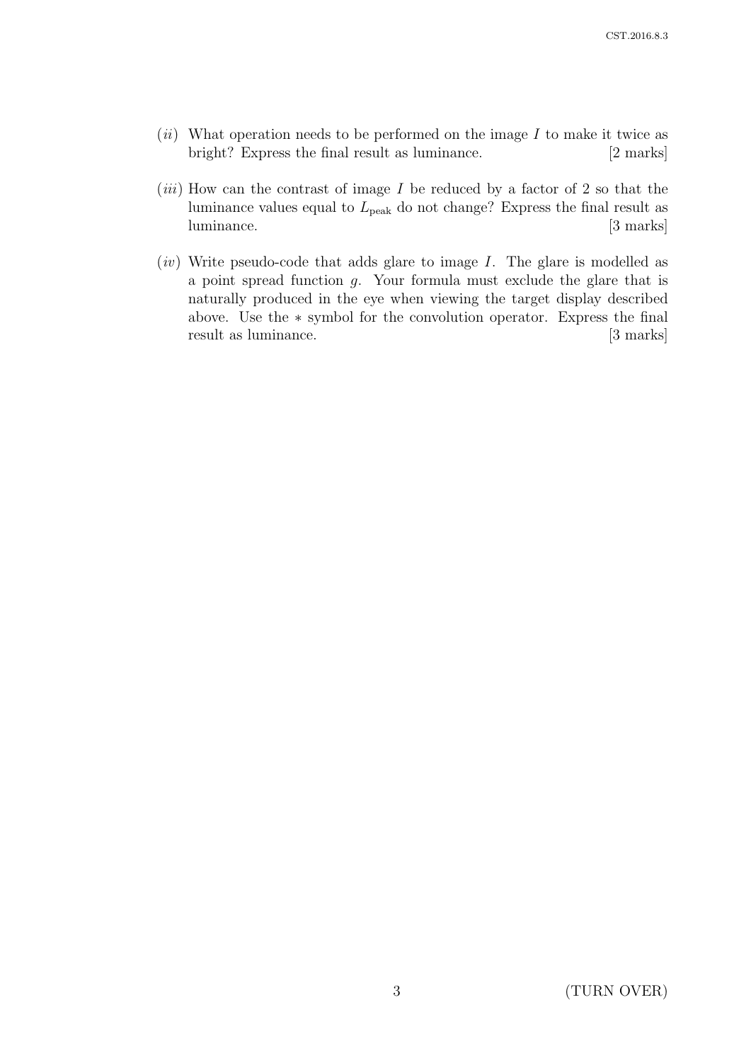(*ii*) What operation needs to be performed on the image $I$ to make it twice as bright? Express the final result as luminance. [2 marks]

(*iii*) How can the contrast of image $I$ be reduced by a factor of 2 so that the luminance values equal to $L_{\text{peak}}$ do not change? Express the final result as luminance. [3 marks]

(*iv*) Write pseudo-code that adds glare to image $I$. The glare is modelled as a point spread function $g$. Your formula must exclude the glare that is naturally produced in the eye when viewing the target display described above. Use the $*$ symbol for the convolution operator. Express the final result as luminance. [3 marks]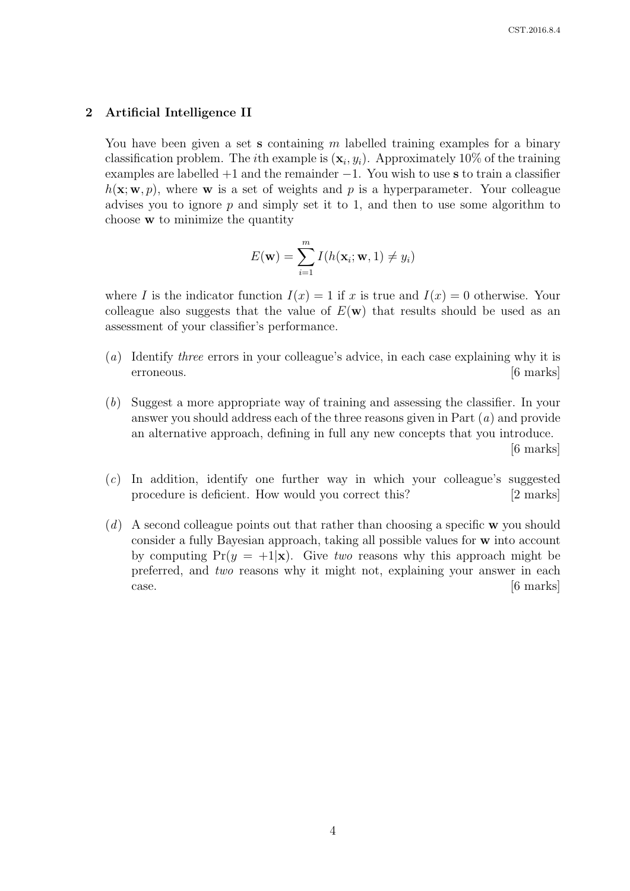## 2 Artificial Intelligence II

You have been given a set $\mathbf{s}$ containing $m$ labelled training examples for a binary classification problem. The $i$th example is $(\mathbf{x}_i, y_i)$. Approximately 10% of the training examples are labelled $+1$ and the remainder $-1$. You wish to use $\mathbf{s}$ to train a classifier $h(\mathbf{x}; \mathbf{w}, p)$, where $\mathbf{w}$ is a set of weights and $p$ is a hyperparameter. Your colleague advises you to ignore $p$ and simply set it to 1, and then to use some algorithm to choose $\mathbf{w}$ to minimize the quantity

$$E(\mathbf{w}) = \sum_{i=1}^{m} I(h(\mathbf{x}_i; \mathbf{w}, 1) \neq y_i)$$

where $I$ is the indicator function $I(x) = 1$ if $x$ is true and $I(x) = 0$ otherwise. Your colleague also suggests that the value of $E(\mathbf{w})$ that results should be used as an assessment of your classifier's performance.

(*a*) Identify *three* errors in your colleague's advice, in each case explaining why it is erroneous. [6 marks]

(*b*) Suggest a more appropriate way of training and assessing the classifier. In your answer you should address each of the three reasons given in Part (*a*) and provide an alternative approach, defining in full any new concepts that you introduce. [6 marks]

(*c*) In addition, identify one further way in which your colleague's suggested procedure is deficient. How would you correct this? [2 marks]

(*d*) A second colleague points out that rather than choosing a specific $\mathbf{w}$ you should consider a fully Bayesian approach, taking all possible values for $\mathbf{w}$ into account by computing $\Pr(y = +1|\mathbf{x})$. Give *two* reasons why this approach might be preferred, and *two* reasons why it might not, explaining your answer in each case. [6 marks]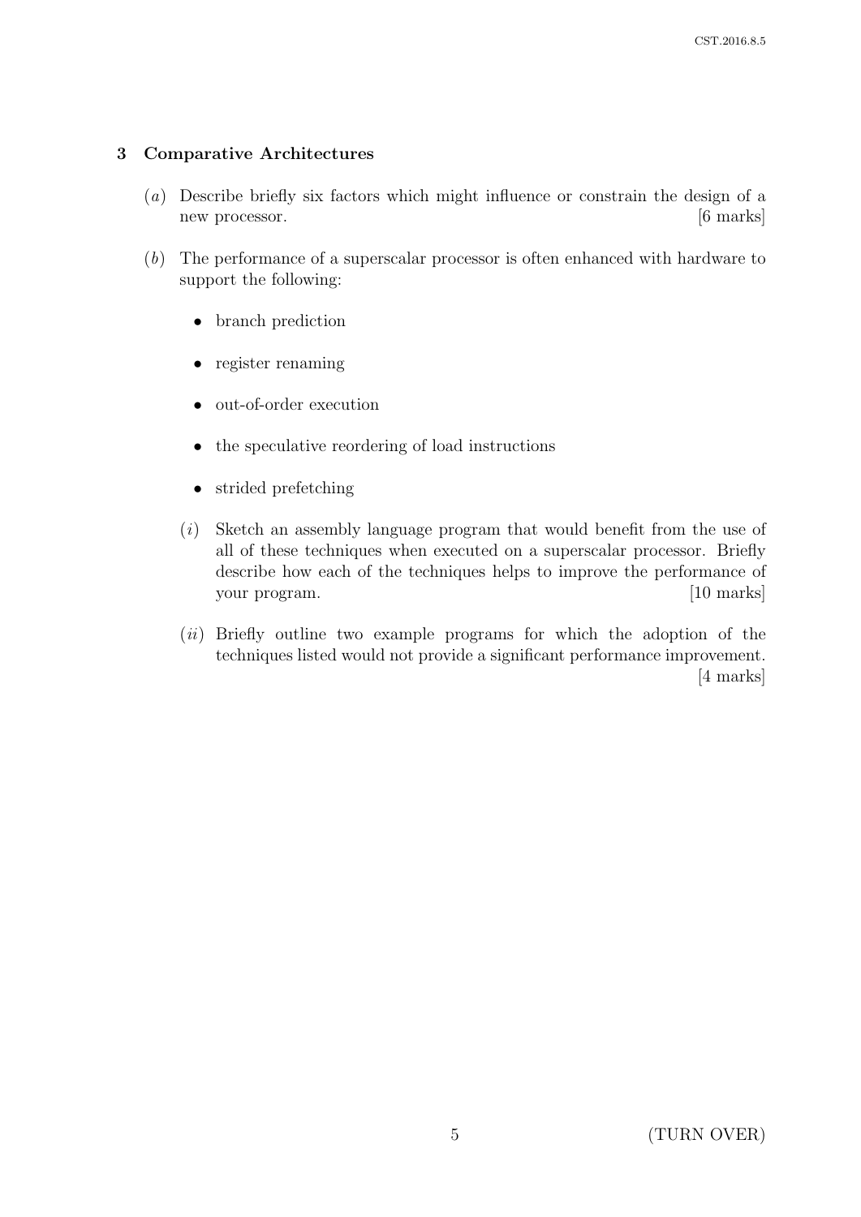## 3 Comparative Architectures

(*a*) Describe briefly six factors which might influence or constrain the design of a new processor. [6 marks]

(*b*) The performance of a superscalar processor is often enhanced with hardware to support the following:

- branch prediction
- register renaming
- out-of-order execution
- the speculative reordering of load instructions
- strided prefetching

(*i*) Sketch an assembly language program that would benefit from the use of all of these techniques when executed on a superscalar processor. Briefly describe how each of the techniques helps to improve the performance of your program. [10 marks]

(*ii*) Briefly outline two example programs for which the adoption of the techniques listed would not provide a significant performance improvement. [4 marks]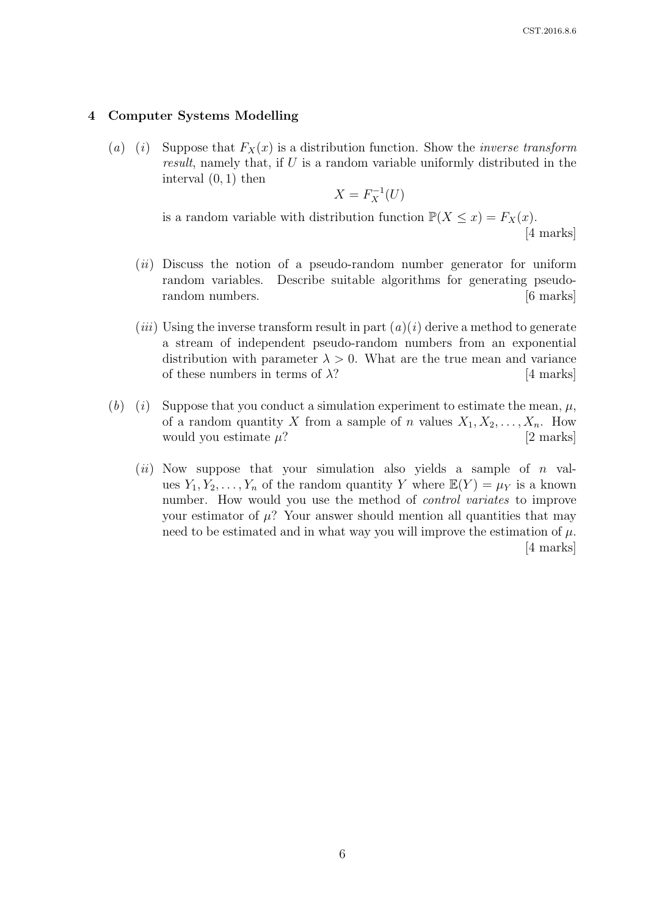## 4 Computer Systems Modelling

(*a*) (*i*) Suppose that $F_X(x)$ is a distribution function. Show the *inverse transform result*, namely that, if $U$ is a random variable uniformly distributed in the interval $(0, 1)$ then

$$X = F_X^{-1}(U)$$

is a random variable with distribution function $\mathbb{P}(X \leq x) = F_X(x)$.

[4 marks]

(*ii*) Discuss the notion of a pseudo-random number generator for uniform random variables. Describe suitable algorithms for generating pseudo-random numbers. [6 marks]

(*iii*) Using the inverse transform result in part (*a*)(*i*) derive a method to generate a stream of independent pseudo-random numbers from an exponential distribution with parameter $\lambda > 0$. What are the true mean and variance of these numbers in terms of $\lambda$? [4 marks]

(*b*) (*i*) Suppose that you conduct a simulation experiment to estimate the mean, $\mu$, of a random quantity $X$ from a sample of $n$ values $X_1, X_2, \ldots, X_n$. How would you estimate $\mu$? [2 marks]

(*ii*) Now suppose that your simulation also yields a sample of $n$ values $Y_1, Y_2, \ldots, Y_n$ of the random quantity $Y$ where $\mathbb{E}(Y) = \mu_Y$ is a known number. How would you use the method of *control variates* to improve your estimator of $\mu$? Your answer should mention all quantities that may need to be estimated and in what way you will improve the estimation of $\mu$.

[4 marks]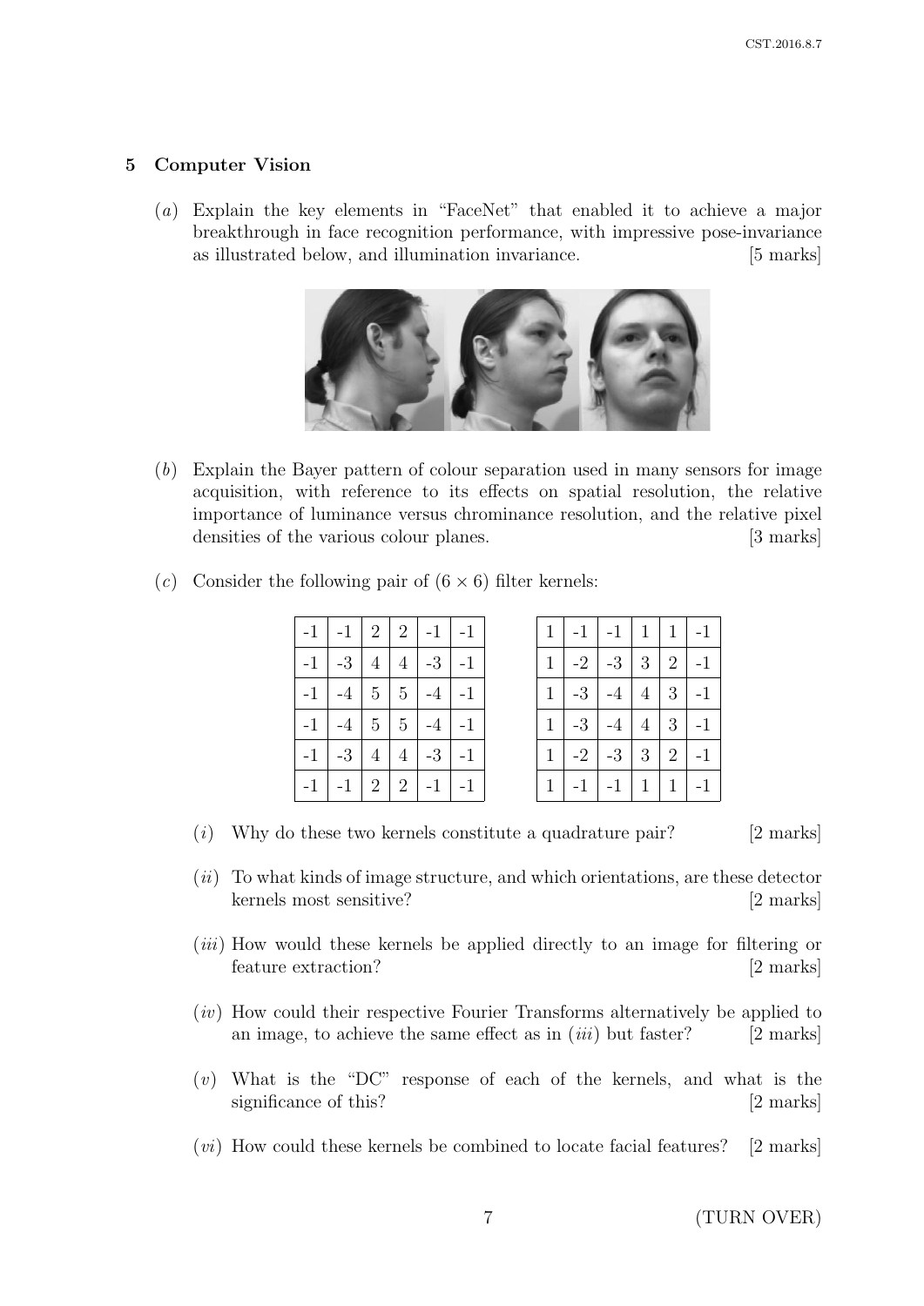## 5 Computer Vision

(*a*) Explain the key elements in "FaceNet" that enabled it to achieve a major breakthrough in face recognition performance, with impressive pose-invariance as illustrated below, and illumination invariance. [5 marks]

(*b*) Explain the Bayer pattern of colour separation used in many sensors for image acquisition, with reference to its effects on spatial resolution, the relative importance of luminance versus chrominance resolution, and the relative pixel densities of the various colour planes. [3 marks]

(*c*) Consider the following pair of $(6 \times 6)$ filter kernels:

| | | | | | |
|---|---|---|---|---|---|
| -1 | -1 | 2 | 2 | -1 | -1 |
| -1 | -3 | 4 | 4 | -3 | -1 |
| -1 | -4 | 5 | 5 | -4 | -1 |
| -1 | -4 | 5 | 5 | -4 | -1 |
| -1 | -3 | 4 | 4 | -3 | -1 |
| -1 | -1 | 2 | 2 | -1 | -1 |

| | | | | | |
|---|---|---|---|---|---|
| 1 | -1 | -1 | 1 | 1 | -1 |
| 1 | -2 | -3 | 3 | 2 | -1 |
| 1 | -3 | -4 | 4 | 3 | -1 |
| 1 | -3 | -4 | 4 | 3 | -1 |
| 1 | -2 | -3 | 3 | 2 | -1 |
| 1 | -1 | -1 | 1 | 1 | -1 |

(*i*) Why do these two kernels constitute a quadrature pair? [2 marks]

(*ii*) To what kinds of image structure, and which orientations, are these detector kernels most sensitive? [2 marks]

(*iii*) How would these kernels be applied directly to an image for filtering or feature extraction? [2 marks]

(*iv*) How could their respective Fourier Transforms alternatively be applied to an image, to achieve the same effect as in (*iii*) but faster? [2 marks]

(*v*) What is the "DC" response of each of the kernels, and what is the significance of this? [2 marks]

(*vi*) How could these kernels be combined to locate facial features? [2 marks]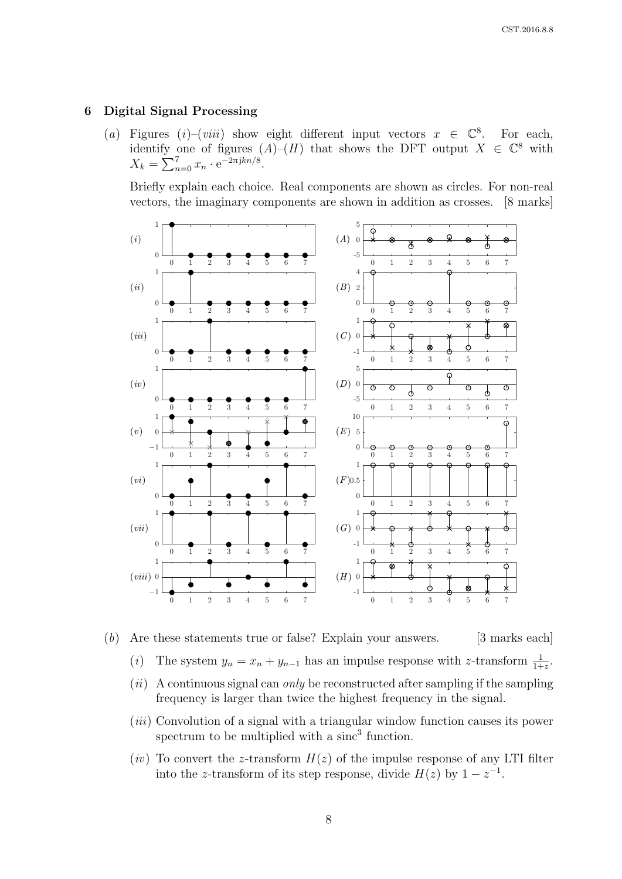## 6 Digital Signal Processing

(*a*) Figures (*i*)–(*viii*) show eight different input vectors $x \in \mathbb{C}^8$. For each, identify one of figures (*A*)–(*H*) that shows the DFT output $X \in \mathbb{C}^8$ with $X_k = \sum_{n=0}^{7} x_n \cdot e^{-2\pi jkn/8}$.

Briefly explain each choice. Real components are shown as circles. For non-real vectors, the imaginary components are shown in addition as crosses. [8 marks]

(*b*) Are these statements true or false? Explain your answers. [3 marks each]

(*i*) The system $y_n = x_n + y_{n-1}$ has an impulse response with *z*-transform $\frac{1}{1+z}$.

(*ii*) A continuous signal can *only* be reconstructed after sampling if the sampling frequency is larger than twice the highest frequency in the signal.

(*iii*) Convolution of a signal with a triangular window function causes its power spectrum to be multiplied with a $\text{sinc}^3$ function.

(*iv*) To convert the *z*-transform $H(z)$ of the impulse response of any LTI filter into the *z*-transform of its step response, divide $H(z)$ by $1 - z^{-1}$.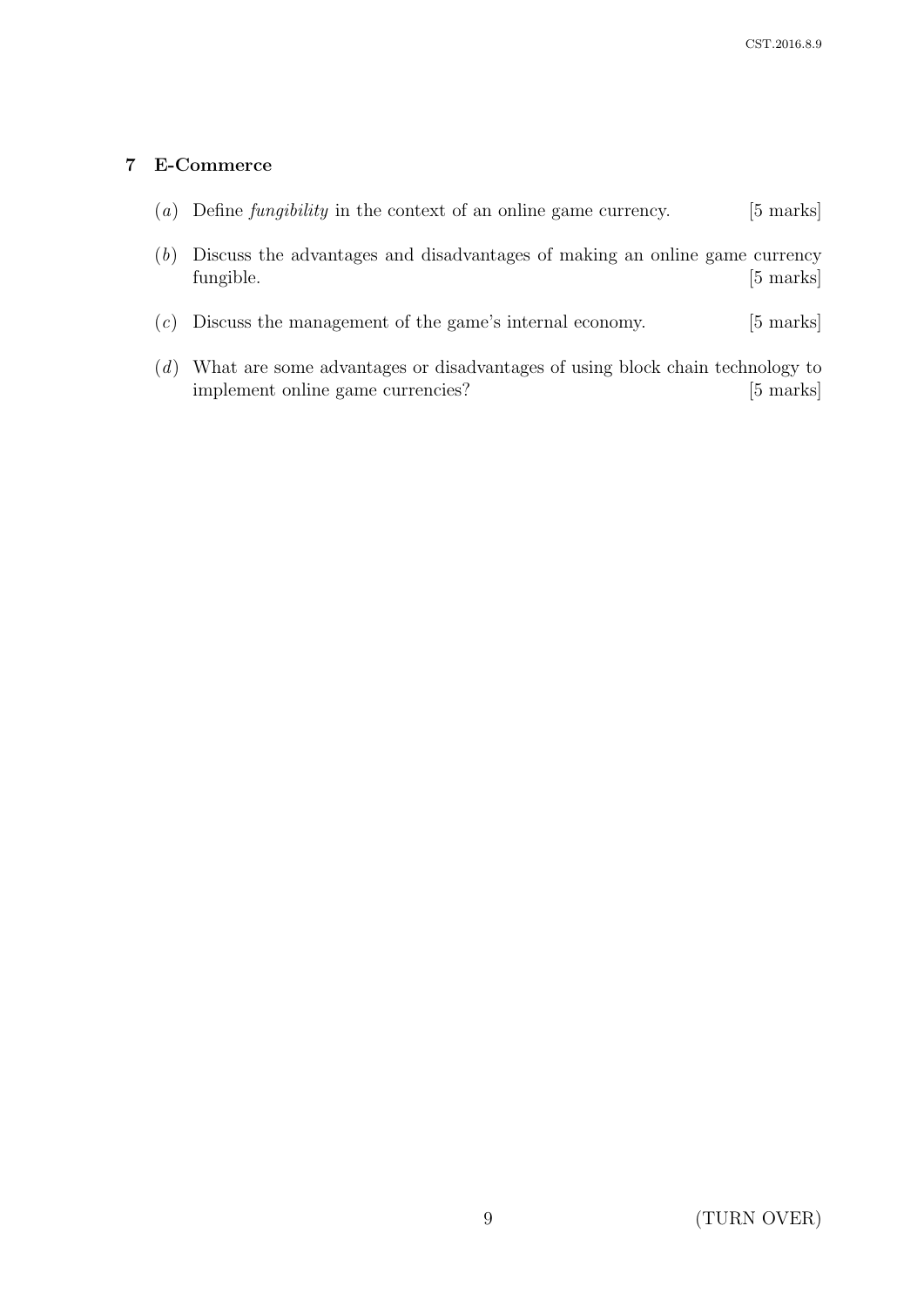## 7 E-Commerce

(*a*) Define *fungibility* in the context of an online game currency. [5 marks]

(*b*) Discuss the advantages and disadvantages of making an online game currency fungible. [5 marks]

(*c*) Discuss the management of the game's internal economy. [5 marks]

(*d*) What are some advantages or disadvantages of using block chain technology to implement online game currencies? [5 marks]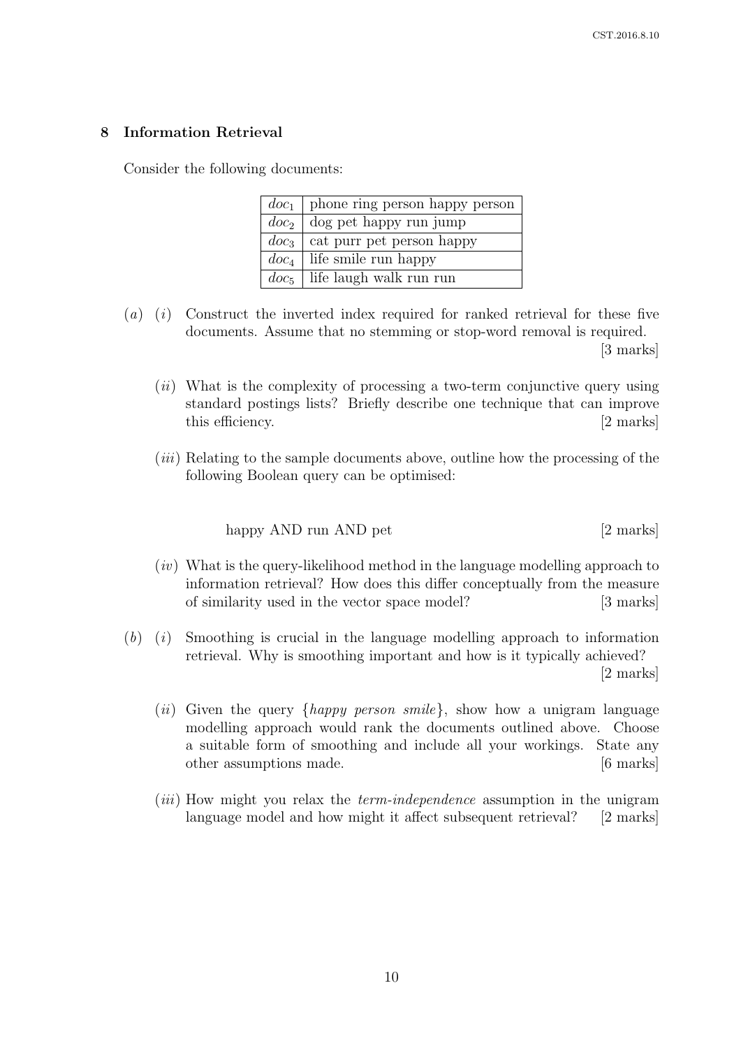## 8 Information Retrieval

Consider the following documents:

| | |
|---|---|
| $doc_1$ | phone ring person happy person |
| $doc_2$ | dog pet happy run jump |
| $doc_3$ | cat purr pet person happy |
| $doc_4$ | life smile run happy |
| $doc_5$ | life laugh walk run run |

(*a*) (*i*) Construct the inverted index required for ranked retrieval for these five documents. Assume that no stemming or stop-word removal is required. [3 marks]

(*ii*) What is the complexity of processing a two-term conjunctive query using standard postings lists? Briefly describe one technique that can improve this efficiency. [2 marks]

(*iii*) Relating to the sample documents above, outline how the processing of the following Boolean query can be optimised:

happy AND run AND pet [2 marks]

(*iv*) What is the query-likelihood method in the language modelling approach to information retrieval? How does this differ conceptually from the measure of similarity used in the vector space model? [3 marks]

(*b*) (*i*) Smoothing is crucial in the language modelling approach to information retrieval. Why is smoothing important and how is it typically achieved? [2 marks]

(*ii*) Given the query {*happy person smile*}, show how a unigram language modelling approach would rank the documents outlined above. Choose a suitable form of smoothing and include all your workings. State any other assumptions made. [6 marks]

(*iii*) How might you relax the *term-independence* assumption in the unigram language model and how might it affect subsequent retrieval? [2 marks]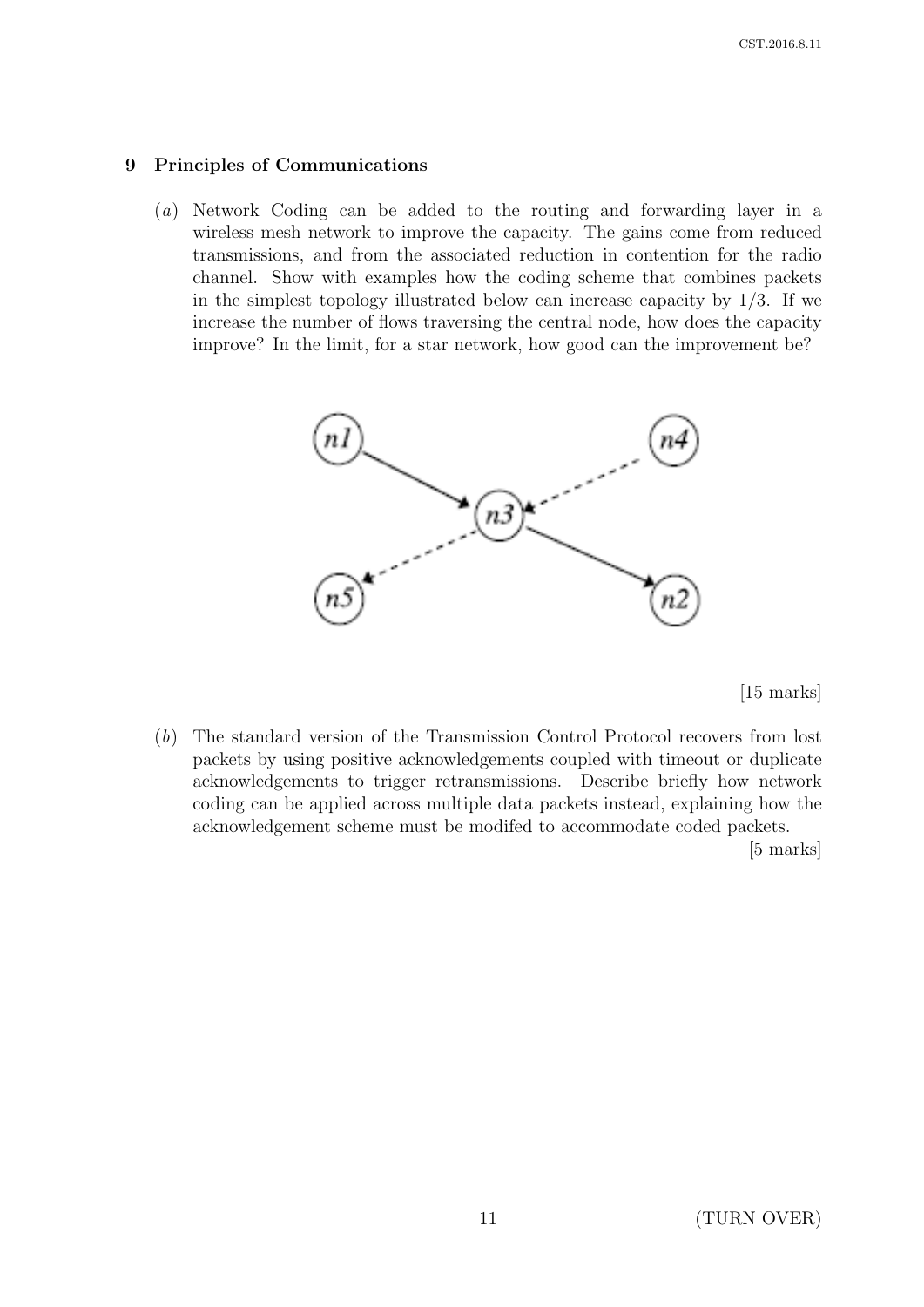## 9 Principles of Communications

(*a*) Network Coding can be added to the routing and forwarding layer in a wireless mesh network to improve the capacity. The gains come from reduced transmissions, and from the associated reduction in contention for the radio channel. Show with examples how the coding scheme that combines packets in the simplest topology illustrated below can increase capacity by 1/3. If we increase the number of flows traversing the central node, how does the capacity improve? In the limit, for a star network, how good can the improvement be?

[15 marks]

(*b*) The standard version of the Transmission Control Protocol recovers from lost packets by using positive acknowledgements coupled with timeout or duplicate acknowledgements to trigger retransmissions. Describe briefly how network coding can be applied across multiple data packets instead, explaining how the acknowledgement scheme must be modifed to accommodate coded packets.

[5 marks]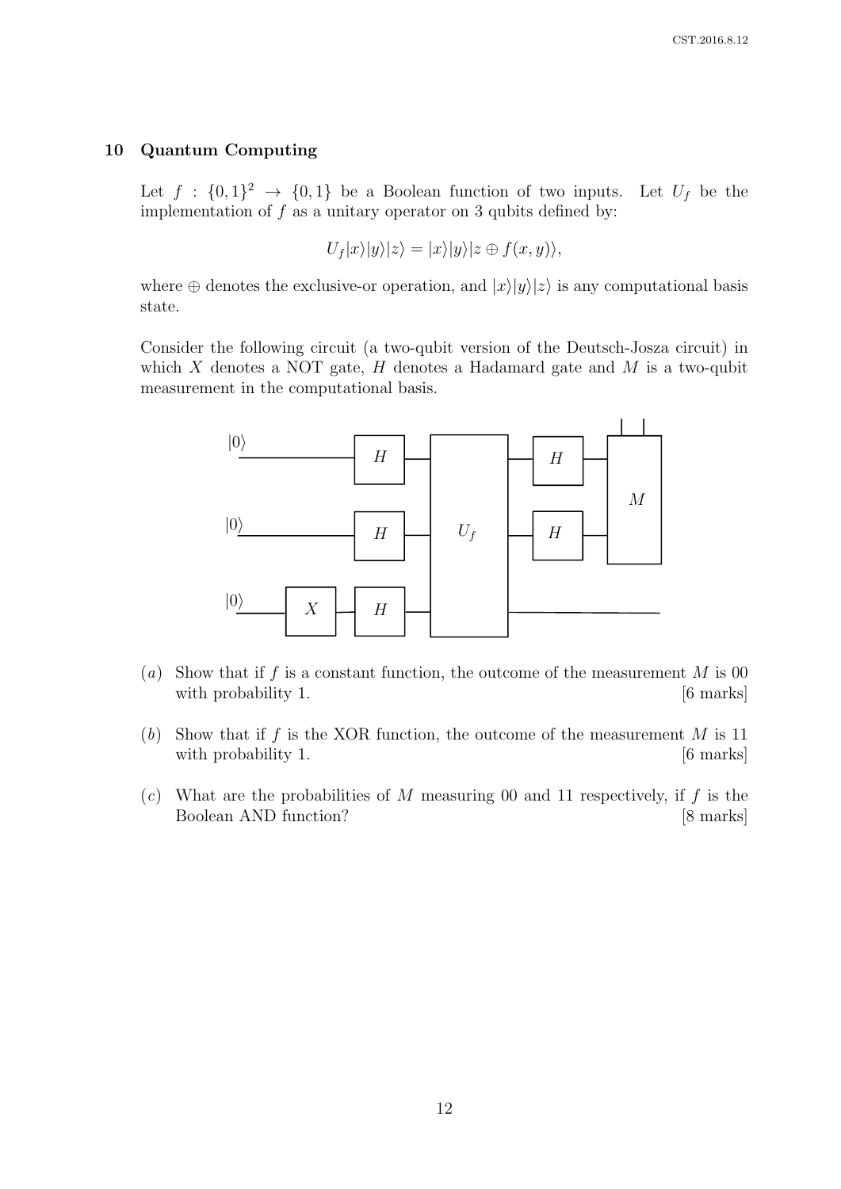## 10 Quantum Computing

Let $f : \{0,1\}^2 \rightarrow \{0,1\}$ be a Boolean function of two inputs. Let $U_f$ be the implementation of $f$ as a unitary operator on 3 qubits defined by:

$$U_f|x\rangle|y\rangle|z\rangle = |x\rangle|y\rangle|z \oplus f(x,y)\rangle,$$

where $\oplus$ denotes the exclusive-or operation, and $|x\rangle|y\rangle|z\rangle$ is any computational basis state.

Consider the following circuit (a two-qubit version of the Deutsch-Josza circuit) in which $X$ denotes a NOT gate, $H$ denotes a Hadamard gate and $M$ is a two-qubit measurement in the computational basis.

(*a*) Show that if $f$ is a constant function, the outcome of the measurement $M$ is 00 with probability 1. [6 marks]

(*b*) Show that if $f$ is the XOR function, the outcome of the measurement $M$ is 11 with probability 1. [6 marks]

(*c*) What are the probabilities of $M$ measuring 00 and 11 respectively, if $f$ is the Boolean AND function? [8 marks]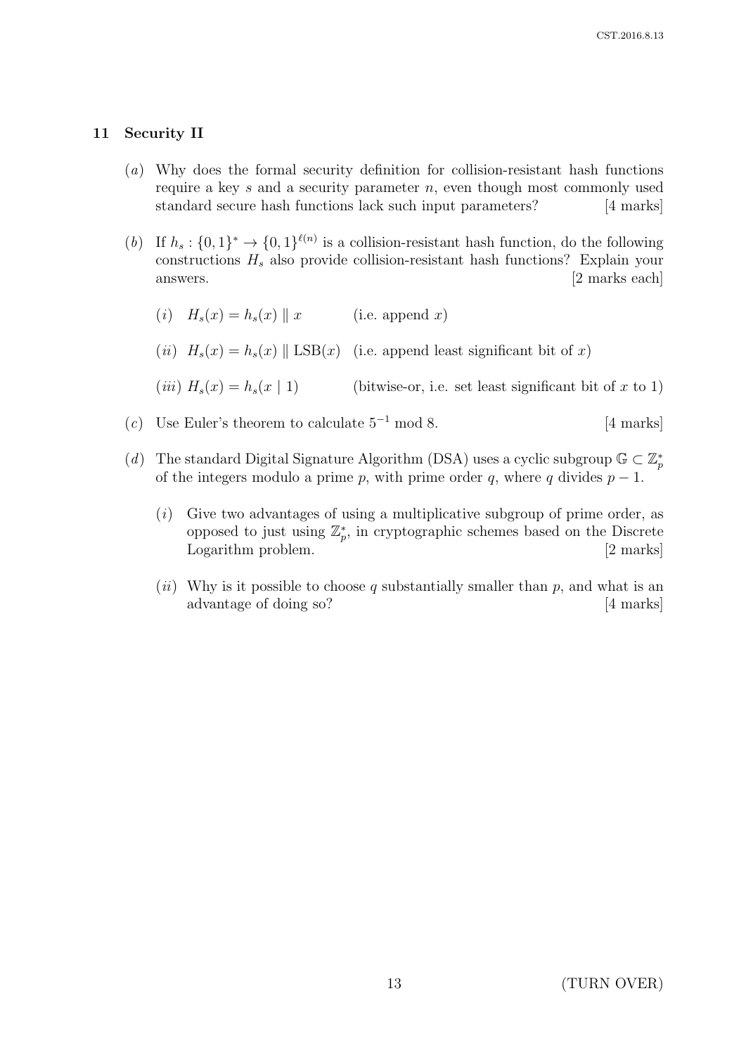## 11 Security II

(*a*) Why does the formal security definition for collision-resistant hash functions require a key $s$ and a security parameter $n$, even though most commonly used standard secure hash functions lack such input parameters? [4 marks]

(*b*) If $h_s : \{0,1\}^* \rightarrow \{0,1\}^{\ell(n)}$ is a collision-resistant hash function, do the following constructions $H_s$ also provide collision-resistant hash functions? Explain your answers. [2 marks each]

(*i*) $H_s(x) = h_s(x) \parallel x$ (i.e. append $x$)

(*ii*) $H_s(x) = h_s(x) \parallel \text{LSB}(x)$ (i.e. append least significant bit of $x$)

(*iii*) $H_s(x) = h_s(x \mid 1)$ (bitwise-or, i.e. set least significant bit of $x$ to 1)

(*c*) Use Euler's theorem to calculate $5^{-1} \bmod 8$. [4 marks]

(*d*) The standard Digital Signature Algorithm (DSA) uses a cyclic subgroup $\mathbb{G} \subset \mathbb{Z}_p^*$ of the integers modulo a prime $p$, with prime order $q$, where $q$ divides $p - 1$.

(*i*) Give two advantages of using a multiplicative subgroup of prime order, as opposed to just using $\mathbb{Z}_p^*$, in cryptographic schemes based on the Discrete Logarithm problem. [2 marks]

(*ii*) Why is it possible to choose $q$ substantially smaller than $p$, and what is an advantage of doing so? [4 marks]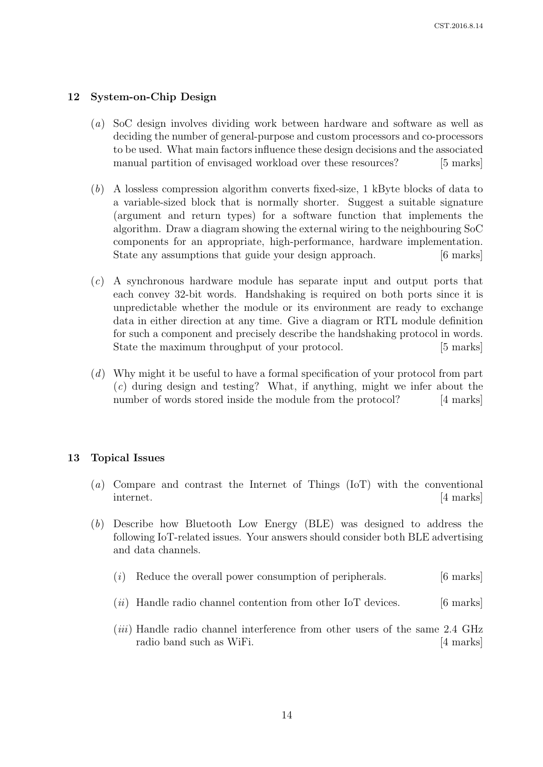## 12 System-on-Chip Design

(*a*) SoC design involves dividing work between hardware and software as well as deciding the number of general-purpose and custom processors and co-processors to be used. What main factors influence these design decisions and the associated manual partition of envisaged workload over these resources? [5 marks]

(*b*) A lossless compression algorithm converts fixed-size, 1 kByte blocks of data to a variable-sized block that is normally shorter. Suggest a suitable signature (argument and return types) for a software function that implements the algorithm. Draw a diagram showing the external wiring to the neighbouring SoC components for an appropriate, high-performance, hardware implementation. State any assumptions that guide your design approach. [6 marks]

(*c*) A synchronous hardware module has separate input and output ports that each convey 32-bit words. Handshaking is required on both ports since it is unpredictable whether the module or its environment are ready to exchange data in either direction at any time. Give a diagram or RTL module definition for such a component and precisely describe the handshaking protocol in words. State the maximum throughput of your protocol. [5 marks]

(*d*) Why might it be useful to have a formal specification of your protocol from part (*c*) during design and testing? What, if anything, might we infer about the number of words stored inside the module from the protocol? [4 marks]

## 13 Topical Issues

(*a*) Compare and contrast the Internet of Things (IoT) with the conventional internet. [4 marks]

(*b*) Describe how Bluetooth Low Energy (BLE) was designed to address the following IoT-related issues. Your answers should consider both BLE advertising and data channels.

(*i*) Reduce the overall power consumption of peripherals. [6 marks]

(*ii*) Handle radio channel contention from other IoT devices. [6 marks]

(*iii*) Handle radio channel interference from other users of the same 2.4 GHz radio band such as WiFi. [4 marks]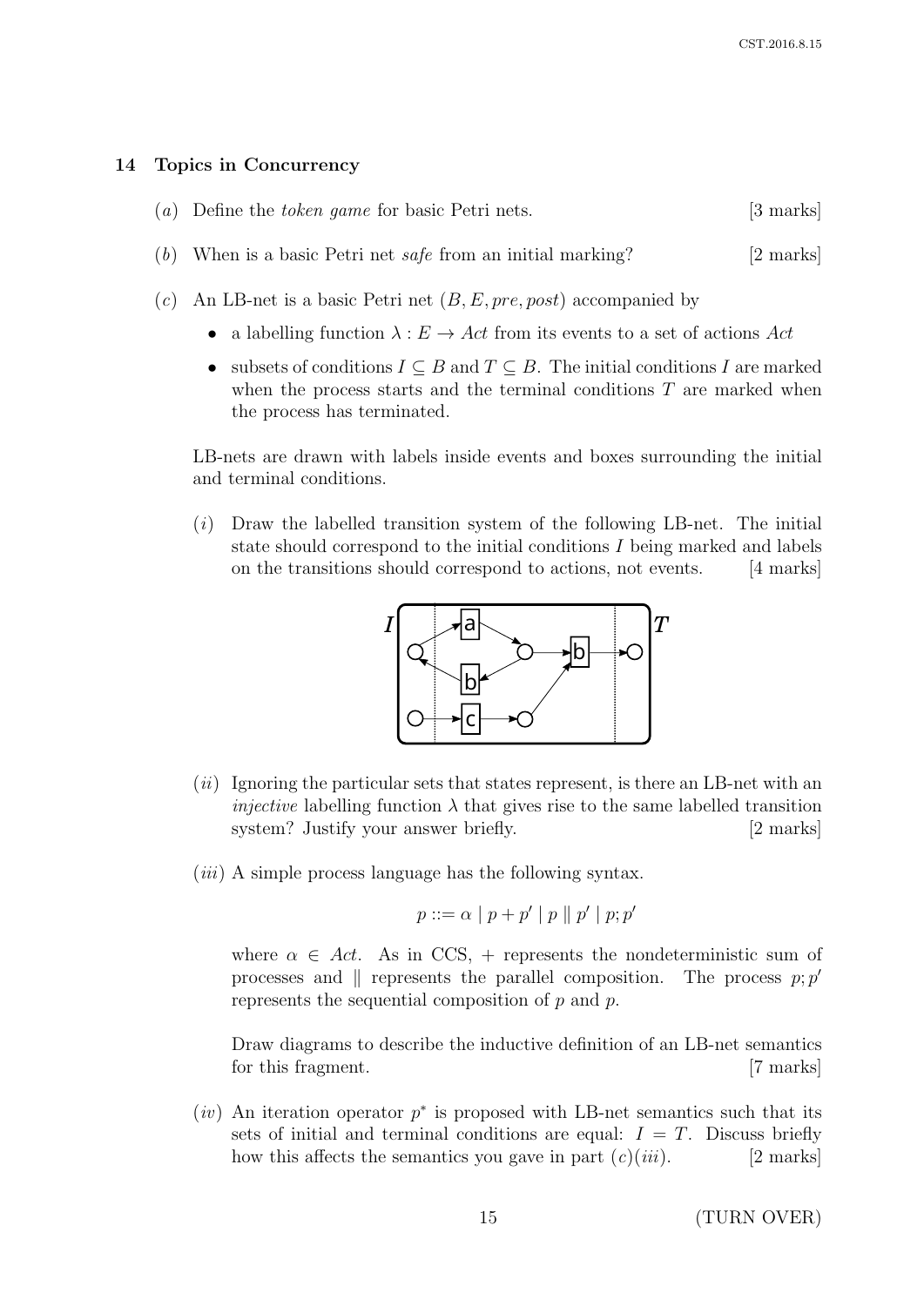## 14 Topics in Concurrency

(*a*) Define the *token game* for basic Petri nets. [3 marks]

(*b*) When is a basic Petri net *safe* from an initial marking? [2 marks]

(*c*) An LB-net is a basic Petri net $(B, E, pre, post)$ accompanied by

- a labelling function $\lambda : E \to Act$ from its events to a set of actions $Act$
- subsets of conditions $I \subseteq B$ and $T \subseteq B$. The initial conditions $I$ are marked when the process starts and the terminal conditions $T$ are marked when the process has terminated.

LB-nets are drawn with labels inside events and boxes surrounding the initial and terminal conditions.

(*i*) Draw the labelled transition system of the following LB-net. The initial state should correspond to the initial conditions $I$ being marked and labels on the transitions should correspond to actions, not events. [4 marks]

(*ii*) Ignoring the particular sets that states represent, is there an LB-net with an *injective* labelling function $\lambda$ that gives rise to the same labelled transition system? Justify your answer briefly. [2 marks]

(*iii*) A simple process language has the following syntax.

$$p ::= \alpha \mid p + p' \mid p \parallel p' \mid p; p'$$

where $\alpha \in Act$. As in CCS, $+$ represents the nondeterministic sum of processes and $\parallel$ represents the parallel composition. The process $p; p'$ represents the sequential composition of $p$ and $p$.

Draw diagrams to describe the inductive definition of an LB-net semantics for this fragment. [7 marks]

(*iv*) An iteration operator $p^*$ is proposed with LB-net semantics such that its sets of initial and terminal conditions are equal: $I = T$. Discuss briefly how this affects the semantics you gave in part (*c*)(*iii*). [2 marks]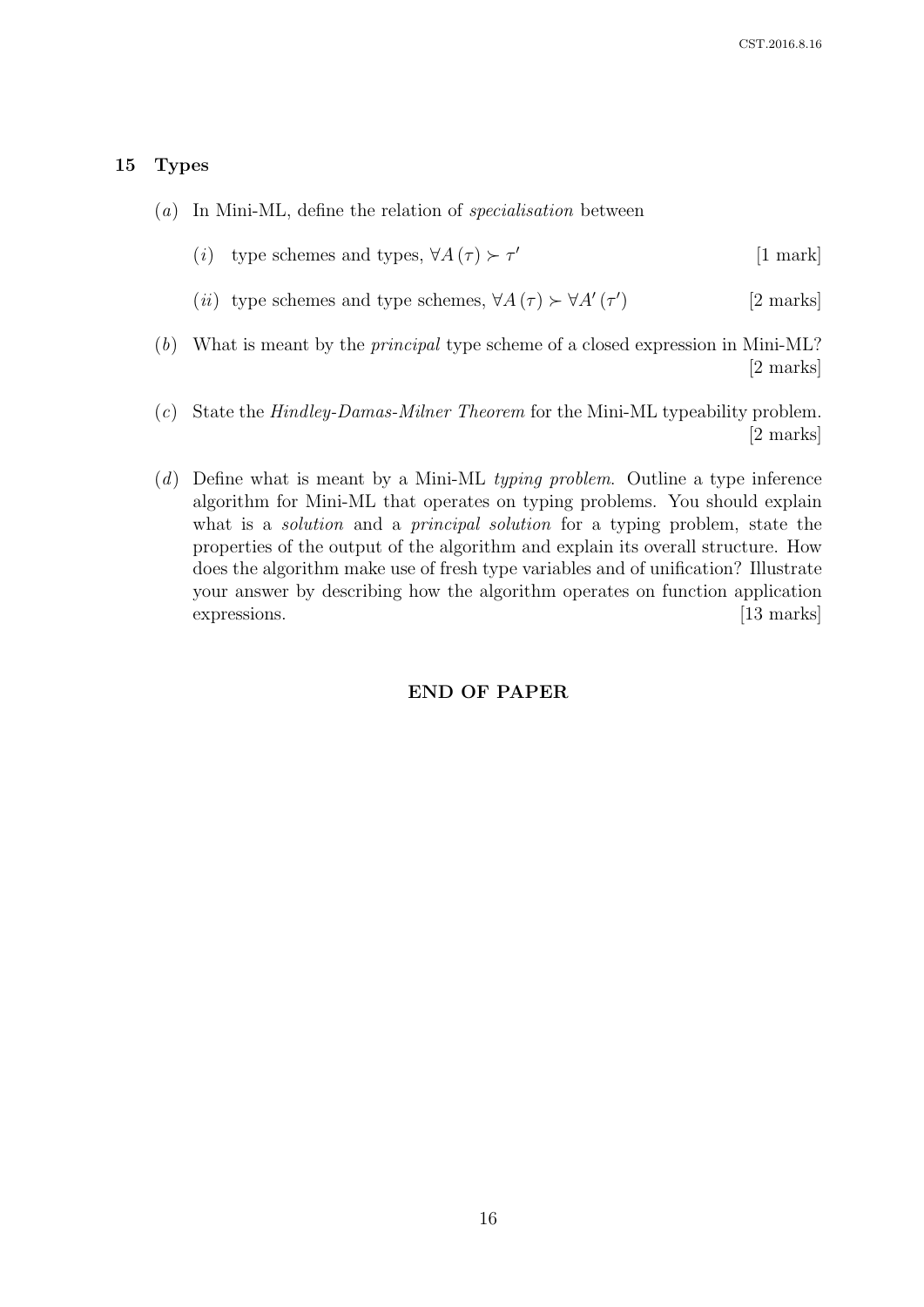## 15 Types

(*a*) In Mini-ML, define the relation of *specialisation* between

   (*i*) type schemes and types, $\forall A\,(\tau) \succ \tau'$ [1 mark]

   (*ii*) type schemes and type schemes, $\forall A\,(\tau) \succ \forall A'\,(\tau')$ [2 marks]

(*b*) What is meant by the *principal* type scheme of a closed expression in Mini-ML? [2 marks]

(*c*) State the *Hindley-Damas-Milner Theorem* for the Mini-ML typeability problem. [2 marks]

(*d*) Define what is meant by a Mini-ML *typing problem*. Outline a type inference algorithm for Mini-ML that operates on typing problems. You should explain what is a *solution* and a *principal solution* for a typing problem, state the properties of the output of the algorithm and explain its overall structure. How does the algorithm make use of fresh type variables and of unification? Illustrate your answer by describing how the algorithm operates on function application expressions. [13 marks]

**END OF PAPER**